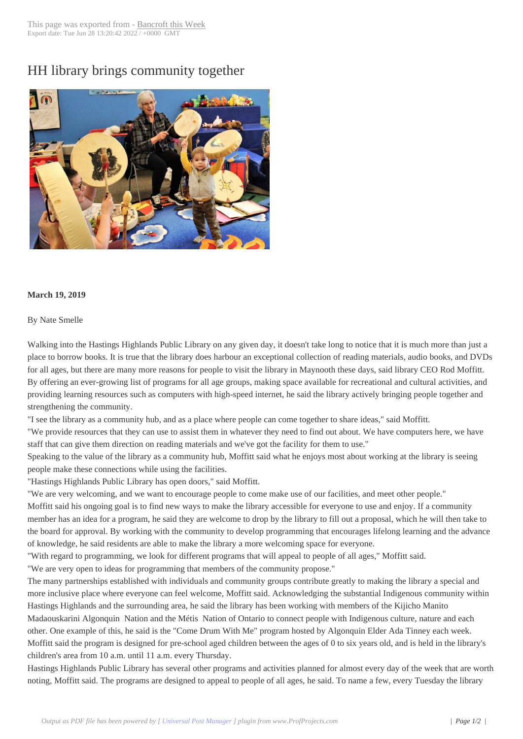# HH library brings community together

**March 19, 2019**

By Nate Smelle

Walking into the Hastings Highlands Public Library on any given day, it doesn't take long to notice that it is much more than just a place to borrow books. It is true that the library does harbour an exceptional collection of reading materials, audio books, and DVDs for all ages, but there are many more reasons for people to visit the library in Maynooth these days, said library CEO Rod Moffitt. By offering an ever-growing list of programs for all age groups, making space available for recreational and cultural activities, and providing learning resources such as computers with high-speed internet, he said the library actively bringing people together and strengthening the community.

"I see the library as a community hub, and as a place where people can come together to share ideas," said Moffitt.

"We provide resources that they can use to assist them in whatever they need to find out about. We have computers here, we have staff that can give them direction on reading materials and we've got the facility for them to use."

Speaking to the value of the library as a community hub, Moffitt said what he enjoys most about working at the library is seeing people make these connections while using the facilities.

"Hastings Highlands Public Library has open doors," said Moffitt.

"We are very welcoming, and we want to encourage people to come make use of our facilities, and meet other people."

Moffitt said his ongoing goal is to find new ways to make the library accessible for everyone to use and enjoy. If a community member has an idea for a program, he said they are welcome to drop by the library to fill out a proposal, which he will then take to the board for approval. By working with the community to develop programming that encourages lifelong learning and the advance of knowledge, he said residents are able to make the library a more welcoming space for everyone.

"With regard to programming, we look for different programs that will appeal to people of all ages," Moffitt said.

"We are very open to ideas for programming that members of the community propose."

The many partnerships established with individuals and community groups contribute greatly to making the library a special and more inclusive place where everyone can feel welcome, Moffitt said. Acknowledging the substantial Indigenous community within Hastings Highlands and the surrounding area, he said the library has been working with members of the Kijicho Manito Madaouskarini Algonquin Nation and the Métis Nation of Ontario to connect people with Indigenous culture, nature and each other. One example of this, he said is the "Come Drum With Me" program hosted by Algonquin Elder Ada Tinney each week. Moffitt said the program is designed for pre-school aged children between the ages of 0 to six years old, and is held in the library's children's area from 10 a.m. until 11 a.m. every Thursday.

Hastings Highlands Public Library has several other programs and activities planned for almost every day of the week that are worth noting, Moffitt said. The programs are designed to appeal to people of all ages, he said. To name a few, every Tuesday the library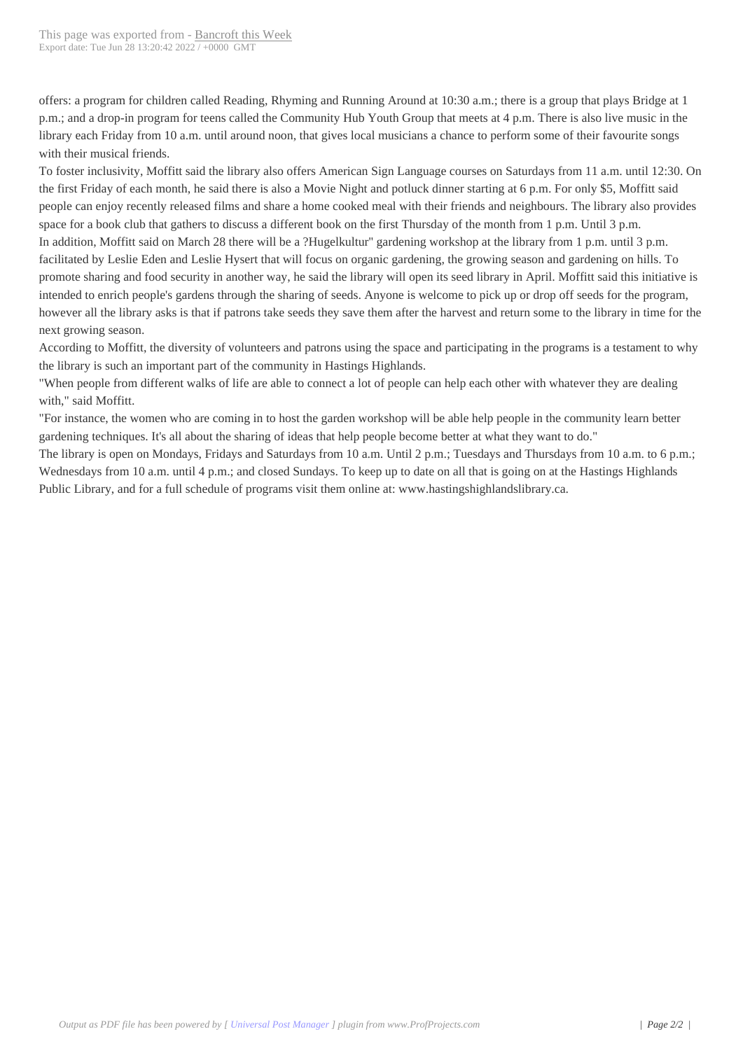offers: a program for children called Reading, Rhyming and Running Around at 10:30 a.m.; there is a group that plays Bridge at 1 p.m.; and a drop-in program for teens called the Community Hub Youth Group that meets at 4 p.m. There is also live music in the library each Friday from 10 a.m. until around noon, that gives local musicians a chance to perform some of their favourite songs with their musical friends.

To foster inclusivity, Moffitt said the library also offers American Sign Language courses on Saturdays from 11 a.m. until 12:30. On the first Friday of each month, he said there is also a Movie Night and potluck dinner starting at 6 p.m. For only $5, Moffitt said people can enjoy recently released films and share a home cooked meal with their friends and neighbours. The library also provides space for a book club that gathers to discuss a different book on the first Thursday of the month from 1 p.m. Until 3 p.m.

In addition, Moffitt said on March 28 there will be a ?Hugelkultur" gardening workshop at the library from 1 p.m. until 3 p.m. facilitated by Leslie Eden and Leslie Hysert that will focus on organic gardening, the growing season and gardening on hills. To promote sharing and food security in another way, he said the library will open its seed library in April. Moffitt said this initiative is intended to enrich people's gardens through the sharing of seeds. Anyone is welcome to pick up or drop off seeds for the program, however all the library asks is that if patrons take seeds they save them after the harvest and return some to the library in time for the next growing season.

According to Moffitt, the diversity of volunteers and patrons using the space and participating in the programs is a testament to why the library is such an important part of the community in Hastings Highlands.

"When people from different walks of life are able to connect a lot of people can help each other with whatever they are dealing with," said Moffitt.

"For instance, the women who are coming in to host the garden workshop will be able help people in the community learn better gardening techniques. It's all about the sharing of ideas that help people become better at what they want to do."

The library is open on Mondays, Fridays and Saturdays from 10 a.m. Until 2 p.m.; Tuesdays and Thursdays from 10 a.m. to 6 p.m.; Wednesdays from 10 a.m. until 4 p.m.; and closed Sundays. To keep up to date on all that is going on at the Hastings Highlands Public Library, and for a full schedule of programs visit them online at: www.hastingshighlandslibrary.ca.